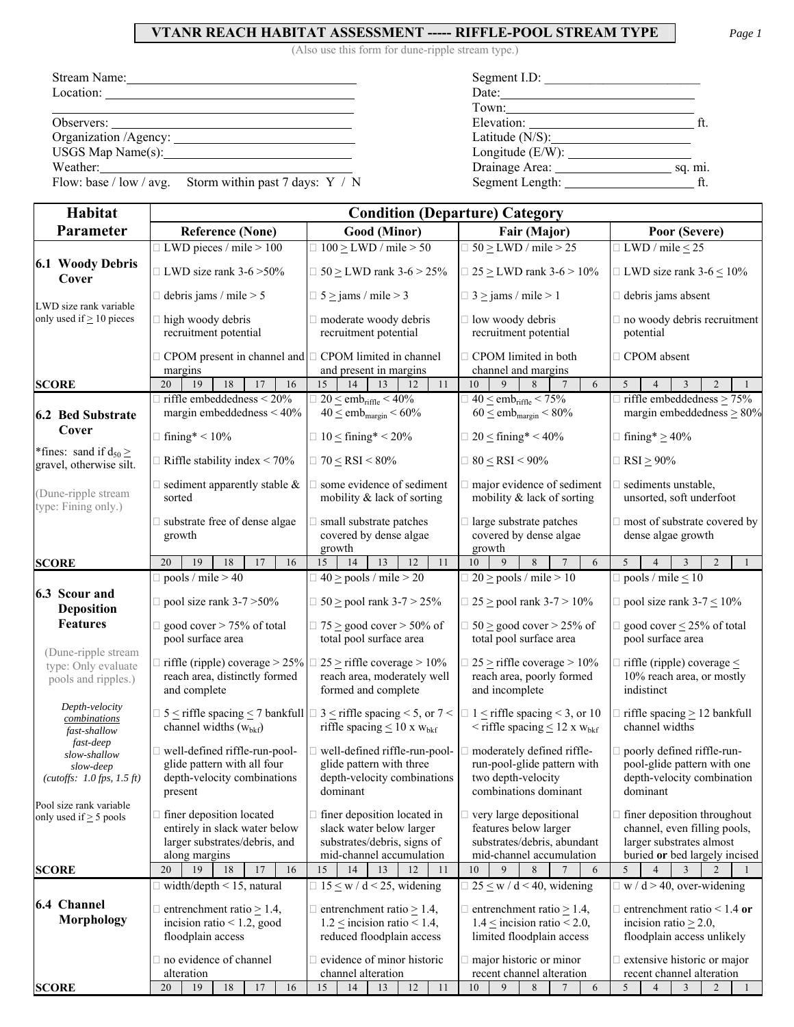# VTANR REACH HABITAT ASSESSMENT ----- RIFFLE-POOL STREAM TYPE

(Also use this form for dune-ripple stream type.)

Stream Name: ____________________

Location: ____________________

Observers: ____________________

Organization /Agency: ____________________

USGS Map Name(s): ____________________

Weather: ____________________

Flow: base / low / avg. Storm within past 7 days: Y / N

Segment I.D: ____________________

Date: ____________________

Town: ____________________

Elevation: ____________________ ft.

Latitude (N/S): ____________________

Longitude (E/W): ____________________

Drainage Area: ____________________ sq. mi.

Segment Length: ____________________ ft.

| Habitat Parameter | Condition (Departure) Category | | | |
|---|---|---|---|---|
| | **Reference (None)** | **Good (Minor)** | **Fair (Major)** | **Poor (Severe)** |
| **6.1 Woody Debris Cover**<br>LWD size rank variable only used if ≥ 10 pieces | □ LWD pieces / mile > 100<br>□ LWD size rank 3-6 >50%<br>□ debris jams / mile > 5<br>□ high woody debris recruitment potential<br>□ CPOM present in channel and margins | □ 100 ≥ LWD / mile > 50<br>□ 50 ≥ LWD rank 3-6 > 25%<br>□ 5 ≥ jams / mile > 3<br>□ moderate woody debris recruitment potential<br>□ CPOM limited in channel and present in margins | □ 50 ≥ LWD / mile > 25<br>□ 25 ≥ LWD rank 3-6 > 10%<br>□ 3 ≥ jams / mile > 1<br>□ low woody debris recruitment potential<br>□ CPOM limited in both channel and margins | □ LWD / mile ≤ 25<br>□ LWD size rank 3-6 ≤ 10%<br>□ debris jams absent<br>□ no woody debris recruitment potential<br>□ CPOM absent |
| **SCORE** | 20 19 18 17 16 | 15 14 13 12 11 | 10 9 8 7 6 | 5 4 3 2 1 |
| **6.2 Bed Substrate Cover**<br>*fines: sand if $d_{50}$ ≥ gravel, otherwise silt.<br>(Dune-ripple stream type: Fining only.) | □ riffle embeddedness < 20% margin embeddedness < 40%<br>□ fining* < 10%<br>□ Riffle stability index < 70%<br>□ sediment apparently stable & sorted<br>□ substrate free of dense algae growth | □ 20 ≤ $emb_{riffle}$ < 40% 40 ≤ $emb_{margin}$ < 60%<br>□ 10 ≤ fining* < 20%<br>□ 70 ≤ RSI < 80%<br>□ some evidence of sediment mobility & lack of sorting<br>□ small substrate patches covered by dense algae growth | □ 40 ≤ $emb_{riffle}$ < 75% 60 ≤ $emb_{margin}$ < 80%<br>□ 20 ≤ fining* < 40%<br>□ 80 ≤ RSI < 90%<br>□ major evidence of sediment mobility & lack of sorting<br>□ large substrate patches covered by dense algae growth | □ riffle embeddedness ≥ 75% margin embeddedness ≥ 80%<br>□ fining* ≥ 40%<br>□ RSI ≥ 90%<br>□ sediments unstable, unsorted, soft underfoot<br>□ most of substrate covered by dense algae growth |
| **SCORE** | 20 19 18 17 16 | 15 14 13 12 11 | 10 9 8 7 6 | 5 4 3 2 1 |
| **6.3 Scour and Deposition Features**<br>(Dune-ripple stream type: Only evaluate pools and ripples.)<br>*Depth-velocity combinations*<br>*fast-shallow*<br>*fast-deep*<br>*slow-shallow*<br>*slow-deep*<br>*(cutoffs: 1.0 fps, 1.5 ft)*<br>Pool size rank variable only used if ≥ 5 pools | □ pools / mile > 40<br>□ pool size rank 3-7 >50%<br>□ good cover > 75% of total pool surface area<br>□ riffle (ripple) coverage > 25% reach area, distinctly formed and complete<br>□ 5 ≤ riffle spacing ≤ 7 bankfull channel widths ($w_{bkf}$)<br>□ well-defined riffle-run-pool-glide pattern with all four depth-velocity combinations present<br>□ finer deposition located entirely in slack water below larger substrates/debris, and along margins | □ 40 ≥ pools / mile > 20<br>□ 50 ≥ pool rank 3-7 > 25%<br>□ 75 ≥ good cover > 50% of total pool surface area<br>□ 25 ≥ riffle coverage > 10% reach area, moderately well formed and complete<br>□ 3 ≤ riffle spacing < 5, or 7 < riffle spacing ≤ 10 x $w_{bkf}$<br>□ well-defined riffle-run-pool-glide pattern with three depth-velocity combinations dominant<br>□ finer deposition located in slack water below larger substrates/debris, signs of mid-channel accumulation | □ 20 ≥ pools / mile > 10<br>□ 25 ≥ pool rank 3-7 > 10%<br>□ 50 ≥ good cover > 25% of total pool surface area<br>□ 25 ≥ riffle coverage > 10% reach area, poorly formed and incomplete<br>□ 1 ≤ riffle spacing < 3, or 10 < riffle spacing ≤ 12 x $w_{bkf}$<br>□ moderately defined riffle-run-pool-glide pattern with two depth-velocity combinations dominant<br>□ very large depositional features below larger substrates/debris, abundant mid-channel accumulation | □ pools / mile ≤ 10<br>□ pool size rank 3-7 ≤ 10%<br>□ good cover ≤ 25% of total pool surface area<br>□ riffle (ripple) coverage ≤ 10% reach area, or mostly indistinct<br>□ riffle spacing ≥ 12 bankfull channel widths<br>□ poorly defined riffle-run-pool-glide pattern with one depth-velocity combination dominant<br>□ finer deposition throughout channel, even filling pools, larger substrates almost buried **or** bed largely incised |
| **SCORE** | 20 19 18 17 16 | 15 14 13 12 11 | 10 9 8 7 6 | 5 4 3 2 1 |
| **6.4 Channel Morphology** | □ width/depth < 15, natural<br>□ entrenchment ratio ≥ 1.4, incision ratio < 1.2, good floodplain access<br>□ no evidence of channel alteration | □ 15 ≤ w / d < 25, widening<br>□ entrenchment ratio ≥ 1.4, 1.2 ≤ incision ratio < 1.4, reduced floodplain access<br>□ evidence of minor historic channel alteration | □ 25 ≤ w / d < 40, widening<br>□ entrenchment ratio ≥ 1.4, 1.4 ≤ incision ratio < 2.0, limited floodplain access<br>□ major historic or minor recent channel alteration | □ w / d > 40, over-widening<br>□ entrenchment ratio < 1.4 **or** incision ratio ≥ 2.0, floodplain access unlikely<br>□ extensive historic or major recent channel alteration |
| **SCORE** | 20 19 18 17 16 | 15 14 13 12 11 | 10 9 8 7 6 | 5 4 3 2 1 |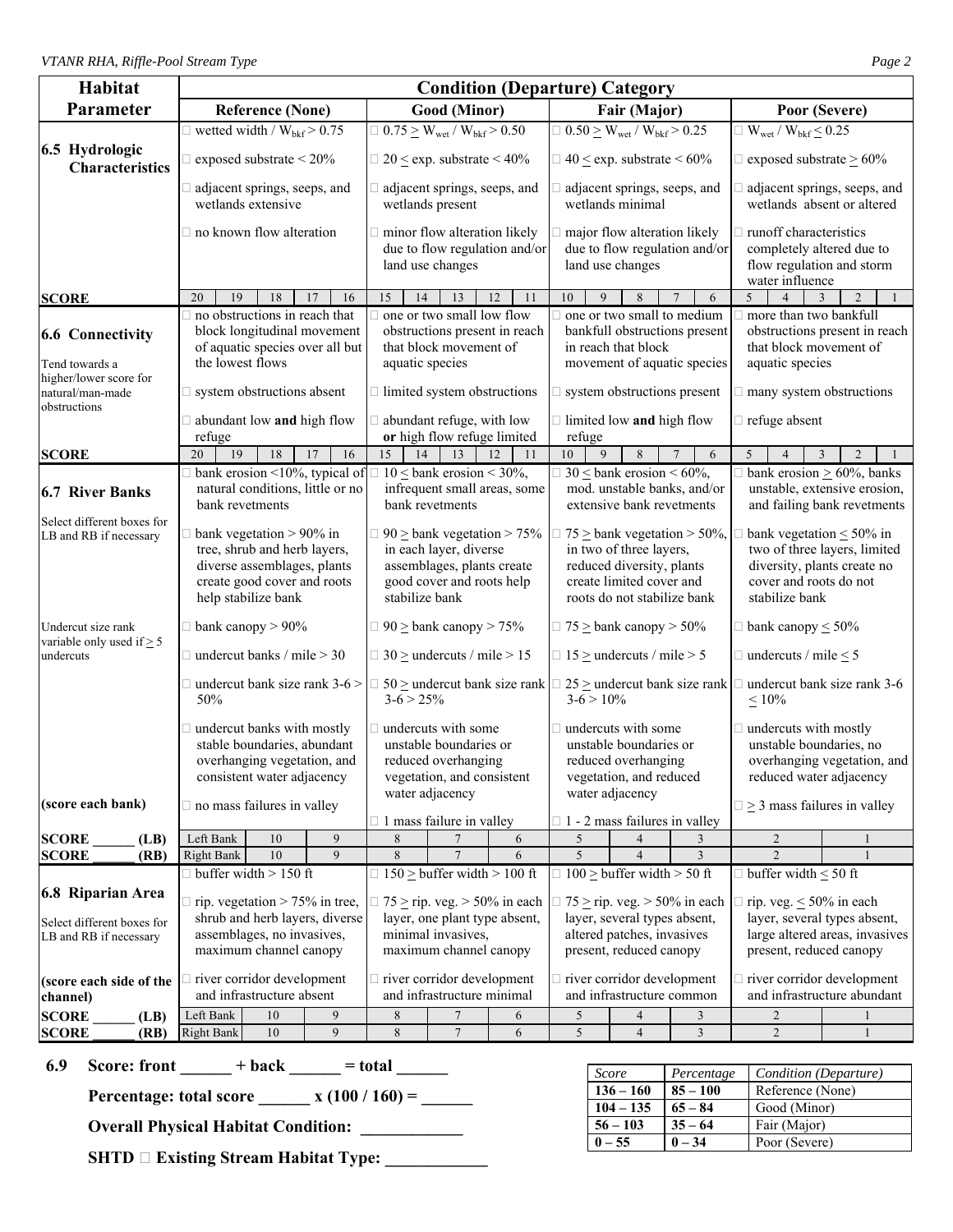| Habitat Parameter | Condition (Departure) Category | | | |
|---|---|---|---|---|
| | **Reference (None)** | **Good (Minor)** | **Fair (Major)** | **Poor (Severe)** |
| **6.5 Hydrologic Characteristics** | □ wetted width / $W_{bkf} > 0.75$<br>□ exposed substrate < 20%<br>□ adjacent springs, seeps, and wetlands extensive<br>□ no known flow alteration | □ $0.75 \geq W_{wet} / W_{bkf} > 0.50$<br>□ 20 ≤ exp. substrate < 40%<br>□ adjacent springs, seeps, and wetlands present<br>□ minor flow alteration likely due to flow regulation and/or land use changes | □ $0.50 \geq W_{wet} / W_{bkf} > 0.25$<br>□ 40 ≤ exp. substrate < 60%<br>□ adjacent springs, seeps, and wetlands minimal<br>□ major flow alteration likely due to flow regulation and/or land use changes | □ $W_{wet} / W_{bkf} \leq 0.25$<br>□ exposed substrate ≥ 60%<br>□ adjacent springs, seeps, and wetlands absent or altered<br>□ runoff characteristics completely altered due to flow regulation and storm water influence |
| **SCORE** | 20 19 18 17 16 | 15 14 13 12 11 | 10 9 8 7 6 | 5 4 3 2 1 |
| **6.6 Connectivity**<br>Tend towards a higher/lower score for natural/man-made obstructions | □ no obstructions in reach that block longitudinal movement of aquatic species over all but the lowest flows<br>□ system obstructions absent<br>□ abundant low **and** high flow refuge | □ one or two small low flow obstructions present in reach that block movement of aquatic species<br>□ limited system obstructions<br>□ abundant refuge, with low **or** high flow refuge limited | □ one or two small to medium bankfull obstructions present in reach that block movement of aquatic species<br>□ system obstructions present<br>□ limited low **and** high flow refuge | □ more than two bankfull obstructions present in reach that block movement of aquatic species<br>□ many system obstructions<br>□ refuge absent |
| **SCORE** | 20 19 18 17 16 | 15 14 13 12 11 | 10 9 8 7 6 | 5 4 3 2 1 |
| **6.7 River Banks**<br>Select different boxes for LB and RB if necessary<br><br>Undercut size rank variable only used if ≥ 5 undercuts<br><br>**(score each bank)** | □ bank erosion <10%, typical of natural conditions, little or no bank revetments<br>□ bank vegetation > 90% in tree, shrub and herb layers, diverse assemblages, plants create good cover and roots help stabilize bank<br>□ bank canopy > 90%<br>□ undercut banks / mile > 30<br>□ undercut bank size rank 3-6 > 50%<br>□ undercut banks with mostly stable boundaries, abundant overhanging vegetation, and consistent water adjacency<br>□ no mass failures in valley | □ 10 ≤ bank erosion < 30%, infrequent small areas, some bank revetments<br>□ 90 ≥ bank vegetation > 75% in each layer, diverse assemblages, plants create good cover and roots help stabilize bank<br>□ 90 ≥ bank canopy > 75%<br>□ 30 ≥ undercuts / mile > 15<br>□ 50 ≥ undercut bank size rank 3-6 > 25%<br>□ undercuts with some unstable boundaries or reduced overhanging vegetation, and consistent water adjacency<br>□ 1 mass failure in valley | □ 30 ≤ bank erosion < 60%, mod. unstable banks, and/or extensive bank revetments<br>□ 75 ≥ bank vegetation > 50%, in two of three layers, reduced diversity, plants create limited cover and roots do not stabilize bank<br>□ 75 ≥ bank canopy > 50%<br>□ 15 ≥ undercuts / mile > 5<br>□ 25 ≥ undercut bank size rank 3-6 > 10%<br>□ undercuts with some unstable boundaries or reduced overhanging vegetation, and reduced water adjacency<br>□ 1 - 2 mass failures in valley | □ bank erosion ≥ 60%, banks unstable, extensive erosion, and failing bank revetments<br>□ bank vegetation ≤ 50% in two of three layers, limited diversity, plants create no cover and roots do not stabilize bank<br>□ bank canopy ≤ 50%<br>□ undercuts / mile ≤ 5<br>□ undercut bank size rank 3-6 ≤ 10%<br>□ undercuts with mostly unstable boundaries, no overhanging vegetation, and reduced water adjacency<br>□ ≥ 3 mass failures in valley |
| **SCORE ______ (LB)** | Left Bank 10 9 | 8 7 6 | 5 4 3 | 2 1 |
| **SCORE ______ (RB)** | Right Bank 10 9 | 8 7 6 | 5 4 3 | 2 1 |
| **6.8 Riparian Area**<br>Select different boxes for LB and RB if necessary<br><br>**(score each side of the channel)** | □ buffer width > 150 ft<br>□ rip. vegetation > 75% in tree, shrub and herb layers, diverse assemblages, no invasives, maximum channel canopy<br>□ river corridor development and infrastructure absent | □ 150 ≥ buffer width > 100 ft<br>□ 75 ≥ rip. veg. > 50% in each layer, one plant type absent, minimal invasives, maximum channel canopy<br>□ river corridor development and infrastructure minimal | □ 100 ≥ buffer width > 50 ft<br>□ 75 ≥ rip. veg. > 50% in each layer, several types absent, altered patches, invasives present, reduced canopy<br>□ river corridor development and infrastructure common | □ buffer width ≤ 50 ft<br>□ rip. veg. ≤ 50% in each layer, several types absent, large altered areas, invasives present, reduced canopy<br>□ river corridor development and infrastructure abundant |
| **SCORE ______ (LB)** | Left Bank 10 9 | 8 7 6 | 5 4 3 | 2 1 |
| **SCORE ______ (RB)** | Right Bank 10 9 | 8 7 6 | 5 4 3 | 2 1 |

**6.9 Score: front ______ + back ______ = total ______**

**Percentage: total score ______ x (100 / 160) = ______**

**Overall Physical Habitat Condition: ____________**

**SHTD □ Existing Stream Habitat Type: ____________**

| *Score* | *Percentage* | *Condition (Departure)* |
|---|---|---|
| **136 – 160** | **85 – 100** | Reference (None) |
| **104 – 135** | **65 – 84** | Good (Minor) |
| **56 – 103** | **35 – 64** | Fair (Major) |
| **0 – 55** | **0 – 34** | Poor (Severe) |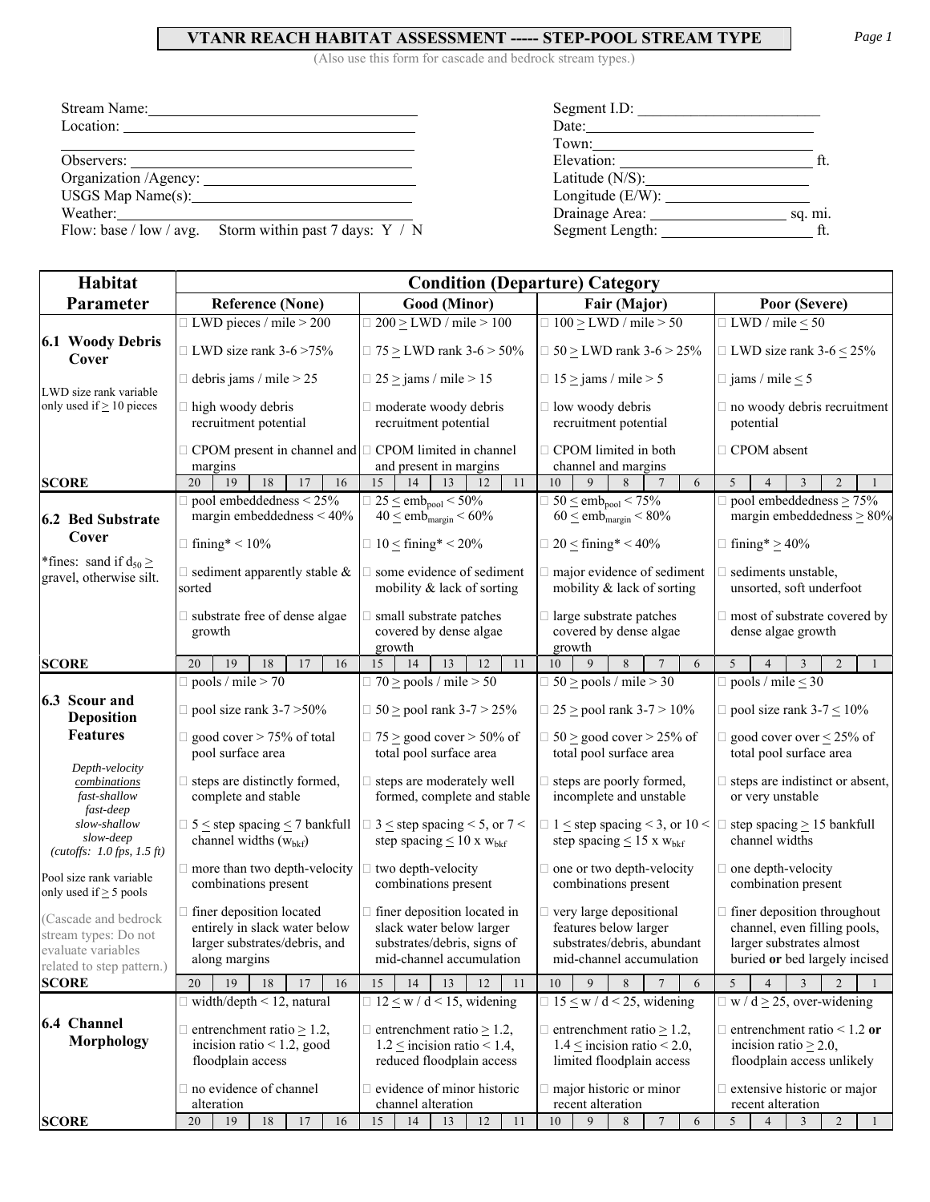# VTANR REACH HABITAT ASSESSMENT ----- STEP-POOL STREAM TYPE

(Also use this form for cascade and bedrock stream types.)

| | |
|---|---|
| Stream Name: | Segment I.D: |
| Location: | Date: |
| | Town: |
| Observers: | Elevation: ft. |
| Organization /Agency: | Latitude (N/S): |
| USGS Map Name(s): | Longitude (E/W): |
| Weather: | Drainage Area: sq. mi. |
| Flow: base / low / avg. Storm within past 7 days: Y / N | Segment Length: ft. |

| Habitat Parameter | Condition (Departure) Category | | | |
|---|---|---|---|---|
| | Reference (None) | Good (Minor) | Fair (Major) | Poor (Severe) |
| **6.1 Woody Debris Cover**<br>LWD size rank variable only used if ≥ 10 pieces | □ LWD pieces / mile > 200<br>□ LWD size rank 3-6 >75%<br>□ debris jams / mile > 25<br>□ high woody debris recruitment potential<br>□ CPOM present in channel and margins | □ 200 ≥ LWD / mile > 100<br>□ 75 ≥ LWD rank 3-6 > 50%<br>□ 25 ≥ jams / mile > 15<br>□ moderate woody debris recruitment potential<br>□ CPOM limited in channel and present in margins | □ 100 ≥ LWD / mile > 50<br>□ 50 ≥ LWD rank 3-6 > 25%<br>□ 15 ≥ jams / mile > 5<br>□ low woody debris recruitment potential<br>□ CPOM limited in both channel and margins | □ LWD / mile ≤ 50<br>□ LWD size rank 3-6 ≤ 25%<br>□ jams / mile ≤ 5<br>□ no woody debris recruitment potential<br>□ CPOM absent |
| **SCORE** | 20 19 18 17 16 | 15 14 13 12 11 | 10 9 8 7 6 | 5 4 3 2 1 |
| **6.2 Bed Substrate Cover**<br>*fines: sand if $d_{50}$ ≥ gravel, otherwise silt. | □ pool embeddedness < 25% margin embeddedness < 40%<br>□ fining* < 10%<br>□ sediment apparently stable & sorted<br>□ substrate free of dense algae growth | □ 25 ≤ $emb_{pool}$ < 50% 40 ≤ $emb_{margin}$ < 60%<br>□ 10 ≤ fining* < 20%<br>□ some evidence of sediment mobility & lack of sorting<br>□ small substrate patches covered by dense algae growth | □ 50 ≤ $emb_{pool}$ < 75% 60 ≤ $emb_{margin}$ < 80%<br>□ 20 ≤ fining* < 40%<br>□ major evidence of sediment mobility & lack of sorting<br>□ large substrate patches covered by dense algae growth | □ pool embeddedness ≥ 75% margin embeddedness ≥ 80%<br>□ fining* ≥ 40%<br>□ sediments unstable, unsorted, soft underfoot<br>□ most of substrate covered by dense algae growth |
| **SCORE** | 20 19 18 17 16 | 15 14 13 12 11 | 10 9 8 7 6 | 5 4 3 2 1 |
| **6.3 Scour and Deposition Features**<br>*Depth-velocity combinations*<br>*fast-shallow*<br>*fast-deep*<br>*slow-shallow*<br>*slow-deep*<br>*(cutoffs: 1.0 fps, 1.5 ft)*<br>Pool size rank variable only used if ≥ 5 pools<br>(Cascade and bedrock stream types: Do not evaluate variables related to step pattern.) | □ pools / mile > 70<br>□ pool size rank 3-7 >50%<br>□ good cover > 75% of total pool surface area<br>□ steps are distinctly formed, complete and stable<br>□ 5 ≤ step spacing ≤ 7 bankfull channel widths ($w_{bkf}$)<br>□ more than two depth-velocity combinations present<br>□ finer deposition located entirely in slack water below larger substrates/debris, and along margins | □ 70 ≥ pools / mile > 50<br>□ 50 ≥ pool rank 3-7 > 25%<br>□ 75 ≥ good cover > 50% of total pool surface area<br>□ steps are moderately well formed, complete and stable<br>□ 3 ≤ step spacing < 5, or 7 < step spacing ≤ 10 x $w_{bkf}$<br>□ two depth-velocity combinations present<br>□ finer deposition located in slack water below larger substrates/debris, signs of mid-channel accumulation | □ 50 ≥ pools / mile > 30<br>□ 25 ≥ pool rank 3-7 > 10%<br>□ 50 ≥ good cover > 25% of total pool surface area<br>□ steps are poorly formed, incomplete and unstable<br>□ 1 ≤ step spacing < 3, or 10 < step spacing ≤ 15 x $w_{bkf}$<br>□ one or two depth-velocity combinations present<br>□ very large depositional features below larger substrates/debris, abundant mid-channel accumulation | □ pools / mile ≤ 30<br>□ pool size rank 3-7 ≤ 10%<br>□ good cover over ≤ 25% of total pool surface area<br>□ steps are indistinct or absent, or very unstable<br>□ step spacing ≥ 15 bankfull channel widths<br>□ one depth-velocity combination present<br>□ finer deposition throughout channel, even filling pools, larger substrates almost buried **or** bed largely incised |
| **SCORE** | 20 19 18 17 16 | 15 14 13 12 11 | 10 9 8 7 6 | 5 4 3 2 1 |
| **6.4 Channel Morphology** | □ width/depth < 12, natural<br>□ entrenchment ratio ≥ 1.2, incision ratio < 1.2, good floodplain access<br>□ no evidence of channel alteration | □ 12 ≤ w / d < 15, widening<br>□ entrenchment ratio ≥ 1.2, 1.2 ≤ incision ratio < 1.4, reduced floodplain access<br>□ evidence of minor historic channel alteration | □ 15 ≤ w / d < 25, widening<br>□ entrenchment ratio ≥ 1.2, 1.4 ≤ incision ratio < 2.0, limited floodplain access<br>□ major historic or minor recent alteration | □ w / d ≥ 25, over-widening<br>□ entrenchment ratio < 1.2 **or** incision ratio ≥ 2.0, floodplain access unlikely<br>□ extensive historic or major recent alteration |
| **SCORE** | 20 19 18 17 16 | 15 14 13 12 11 | 10 9 8 7 6 | 5 4 3 2 1 |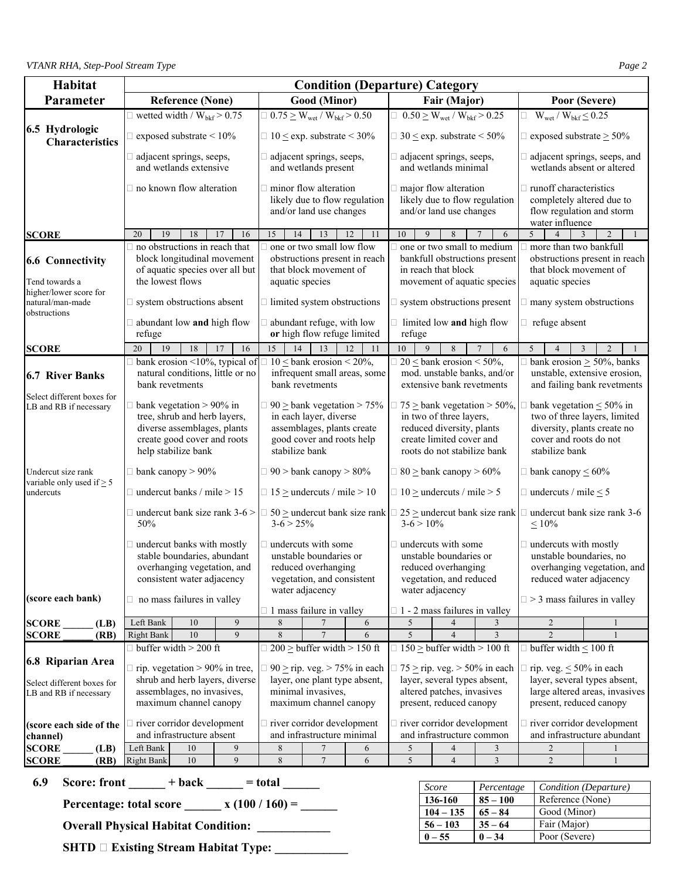| Habitat Parameter | Condition (Departure) Category | | | |
|---|---|---|---|---|
| | Reference (None) | Good (Minor) | Fair (Major) | Poor (Severe) |
| **6.5 Hydrologic Characteristics** | □ wetted width / $W_{bkf}$ > 0.75<br><br>□ exposed substrate < 10%<br><br>□ adjacent springs, seeps, and wetlands extensive<br><br>□ no known flow alteration | □ 0.75 ≥ $W_{wet}$ / $W_{bkf}$ > 0.50<br><br>□ 10 ≤ exp. substrate < 30%<br><br>□ adjacent springs, seeps, and wetlands present<br><br>□ minor flow alteration likely due to flow regulation and/or land use changes | □ 0.50 ≥ $W_{wet}$ / $W_{bkf}$ > 0.25<br><br>□ 30 ≤ exp. substrate < 50%<br><br>□ adjacent springs, seeps, and wetlands minimal<br><br>□ major flow alteration likely due to flow regulation and/or land use changes | □ $W_{wet}$ / $W_{bkf}$ ≤ 0.25<br><br>□ exposed substrate ≥ 50%<br><br>□ adjacent springs, seeps, and wetlands absent or altered<br><br>□ runoff characteristics completely altered due to flow regulation and storm water influence |
| **SCORE** | 20 19 18 17 16 | 15 14 13 12 11 | 10 9 8 7 6 | 5 4 3 2 1 |
| **6.6 Connectivity**<br><br>Tend towards a higher/lower score for natural/man-made obstructions | □ no obstructions in reach that block longitudinal movement of aquatic species over all but the lowest flows<br><br>□ system obstructions absent<br><br>□ abundant low **and** high flow refuge | □ one or two small low flow obstructions present in reach that block movement of aquatic species<br><br>□ limited system obstructions<br><br>□ abundant refuge, with low **or** high flow refuge limited | □ one or two small to medium bankfull obstructions present in reach that block movement of aquatic species<br><br>□ system obstructions present<br><br>□ limited low **and** high flow refuge | □ more than two bankfull obstructions present in reach that block movement of aquatic species<br><br>□ many system obstructions<br><br>□ refuge absent |
| **SCORE** | 20 19 18 17 16 | 15 14 13 12 11 | 10 9 8 7 6 | 5 4 3 2 1 |
| **6.7 River Banks**<br><br>Select different boxes for LB and RB if necessary<br><br>Undercut size rank variable only used if ≥ 5 undercuts<br><br>**(score each bank)** | □ bank erosion <10%, typical of natural conditions, little or no bank revetments<br><br>□ bank vegetation > 90% in tree, shrub and herb layers, diverse assemblages, plants create good cover and roots help stabilize bank<br><br>□ bank canopy > 90%<br><br>□ undercut banks / mile > 15<br><br>□ undercut bank size rank 3-6 > 50%<br><br>□ undercut banks with mostly stable boundaries, abundant overhanging vegetation, and consistent water adjacency<br><br>□ no mass failures in valley | □ 10 ≤ bank erosion < 20%, infrequent small areas, some bank revetments<br><br>□ 90 ≥ bank vegetation > 75% in each layer, diverse assemblages, plants create good cover and roots help stabilize bank<br><br>□ 90 > bank canopy > 80%<br><br>□ 15 ≥ undercuts / mile > 10<br><br>□ 50 ≥ undercut bank size rank 3-6 > 25%<br><br>□ undercuts with some unstable boundaries or reduced overhanging vegetation, and consistent water adjacency<br><br>□ 1 mass failure in valley | □ 20 ≤ bank erosion < 50%, mod. unstable banks, and/or extensive bank revetments<br><br>□ 75 ≥ bank vegetation > 50%, in two of three layers, reduced diversity, plants create limited cover and roots do not stabilize bank<br><br>□ 80 ≥ bank canopy > 60%<br><br>□ 10 ≥ undercuts / mile > 5<br><br>□ 25 ≥ undercut bank size rank 3-6 > 10%<br><br>□ undercuts with some unstable boundaries or reduced overhanging vegetation, and reduced water adjacency<br><br>□ 1 - 2 mass failures in valley | □ bank erosion ≥ 50%, banks unstable, extensive erosion, and failing bank revetments<br><br>□ bank vegetation ≤ 50% in two of three layers, limited diversity, plants create no cover and roots do not stabilize bank<br><br>□ bank canopy ≤ 60%<br><br>□ undercuts / mile ≤ 5<br><br>□ undercut bank size rank 3-6 ≤ 10%<br><br>□ undercuts with mostly unstable boundaries, no overhanging vegetation, and reduced water adjacency<br><br>□ > 3 mass failures in valley |
| **SCORE ______ (LB)** | Left Bank 10 9 | 8 7 6 | 5 4 3 | 2 1 |
| **SCORE ______ (RB)** | Right Bank 10 9 | 8 7 6 | 5 4 3 | 2 1 |
| **6.8 Riparian Area**<br><br>Select different boxes for LB and RB if necessary<br><br>**(score each side of the channel)** | □ buffer width > 200 ft<br><br>□ rip. vegetation > 90% in tree, shrub and herb layers, diverse assemblages, no invasives, maximum channel canopy<br><br>□ river corridor development and infrastructure absent | □ 200 ≥ buffer width > 150 ft<br><br>□ 90 ≥ rip. veg. > 75% in each layer, one plant type absent, minimal invasives, maximum channel canopy<br><br>□ river corridor development and infrastructure minimal | □ 150 ≥ buffer width > 100 ft<br><br>□ 75 ≥ rip. veg. > 50% in each layer, several types absent, altered patches, invasives present, reduced canopy<br><br>□ river corridor development and infrastructure common | □ buffer width ≤ 100 ft<br><br>□ rip. veg. ≤ 50% in each layer, several types absent, large altered areas, invasives present, reduced canopy<br><br>□ river corridor development and infrastructure abundant |
| **SCORE ______ (LB)** | Left Bank 10 9 | 8 7 6 | 5 4 3 | 2 1 |
| **SCORE ______ (RB)** | Right Bank 10 9 | 8 7 6 | 5 4 3 | 2 1 |

**6.9 Score: front ______ + back ______ = total ______**

**Percentage: total score ______ x (100 / 160) = ______**

**Overall Physical Habitat Condition: ____________**

**SHTD □ Existing Stream Habitat Type: ____________**

| *Score* | *Percentage* | *Condition (Departure)* |
|---|---|---|
| **136-160** | **85 – 100** | Reference (None) |
| **104 – 135** | **65 – 84** | Good (Minor) |
| **56 – 103** | **35 – 64** | Fair (Major) |
| **0 – 55** | **0 – 34** | Poor (Severe) |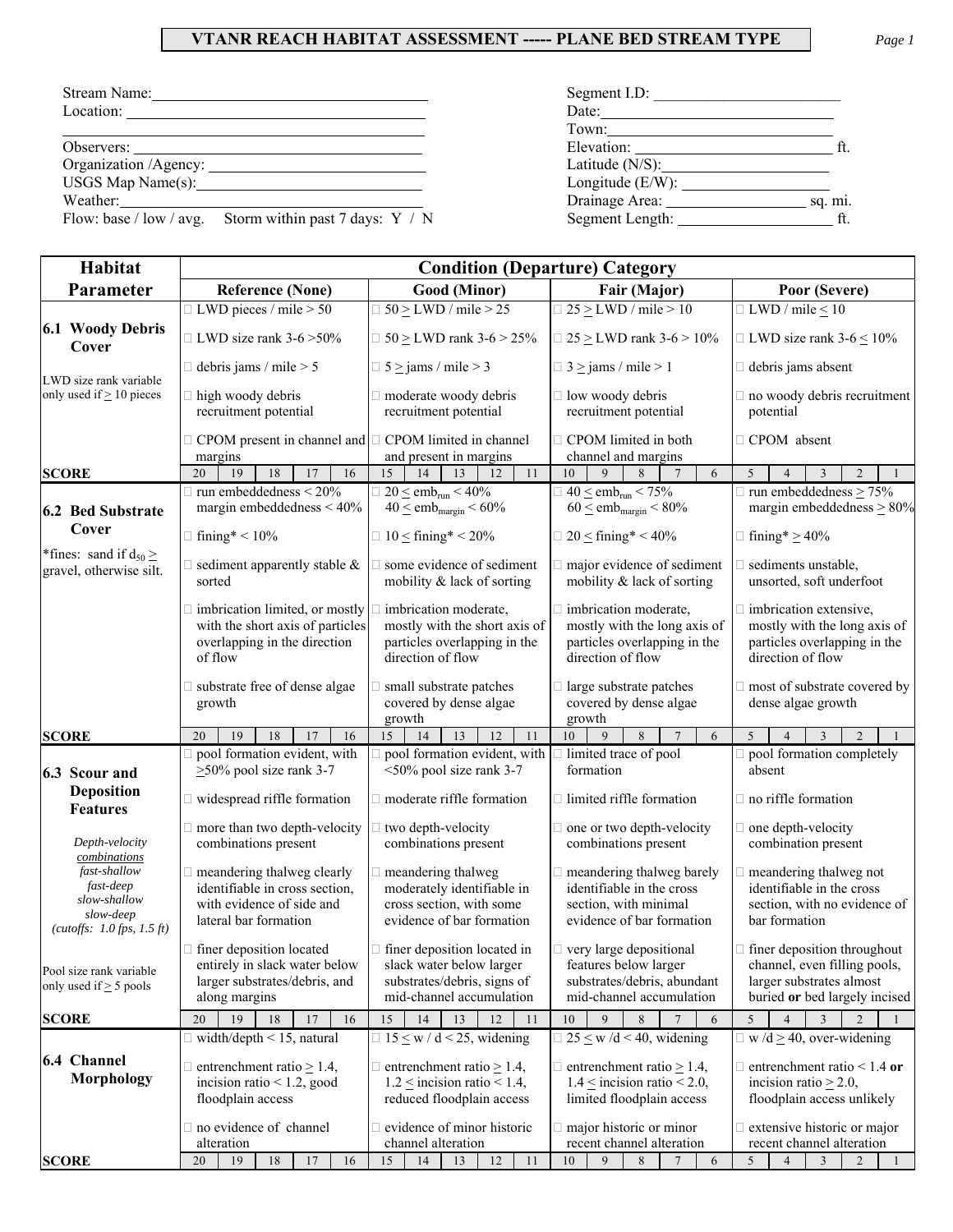# VTANR REACH HABITAT ASSESSMENT ----- PLANE BED STREAM TYPE

Stream Name: ____________________
Location: ____________________

Observers: ____________________
Organization /Agency: ____________________
USGS Map Name(s): ____________________
Weather: ____________________
Flow: base / low / avg.  Storm within past 7 days: Y / N

Segment I.D: ____________________
Date: ____________________
Town: ____________________
Elevation: ____________________ ft.
Latitude (N/S): ____________________
Longitude (E/W): ____________________
Drainage Area: ____________________ sq. mi.
Segment Length: ____________________ ft.

| Habitat Parameter | Condition (Departure) Category | | | |
|---|---|---|---|---|
| | **Reference (None)** | **Good (Minor)** | **Fair (Major)** | **Poor (Severe)** |
| **6.1 Woody Debris Cover**<br><br>LWD size rank variable only used if ≥ 10 pieces | ☐ LWD pieces / mile > 50<br><br>☐ LWD size rank 3-6 >50%<br><br>☐ debris jams / mile > 5<br><br>☐ high woody debris recruitment potential<br><br>☐ CPOM present in channel and margins | ☐ 50 ≥ LWD / mile > 25<br><br>☐ 50 ≥ LWD rank 3-6 > 25%<br><br>☐ 5 ≥ jams / mile > 3<br><br>☐ moderate woody debris recruitment potential<br><br>☐ CPOM limited in channel and present in margins | ☐ 25 ≥ LWD / mile > 10<br><br>☐ 25 ≥ LWD rank 3-6 > 10%<br><br>☐ 3 ≥ jams / mile > 1<br><br>☐ low woody debris recruitment potential<br><br>☐ CPOM limited in both channel and margins | ☐ LWD / mile ≤ 10<br><br>☐ LWD size rank 3-6 ≤ 10%<br><br>☐ debris jams absent<br><br>☐ no woody debris recruitment potential<br><br>☐ CPOM absent |
| **SCORE** | 20 19 18 17 16 | 15 14 13 12 11 | 10 9 8 7 6 | 5 4 3 2 1 |
| **6.2 Bed Substrate Cover**<br><br>*fines: sand if $d_{50} \geq$ gravel, otherwise silt. | ☐ run embeddedness < 20% margin embeddedness < 40%<br><br>☐ fining* < 10%<br><br>☐ sediment apparently stable & sorted<br><br>☐ imbrication limited, or mostly with the short axis of particles overlapping in the direction of flow<br><br>☐ substrate free of dense algae growth | ☐ $20 \leq emb_{run} < 40\%$<br>$40 \leq emb_{margin} < 60\%$<br><br>☐ 10 ≤ fining* < 20%<br><br>☐ some evidence of sediment mobility & lack of sorting<br><br>☐ imbrication moderate, mostly with the short axis of particles overlapping in the direction of flow<br><br>☐ small substrate patches covered by dense algae growth | ☐ $40 \leq emb_{run} < 75\%$<br>$60 \leq emb_{margin} < 80\%$<br><br>☐ 20 ≤ fining* < 40%<br><br>☐ major evidence of sediment mobility & lack of sorting<br><br>☐ imbrication moderate, mostly with the long axis of particles overlapping in the direction of flow<br><br>☐ large substrate patches covered by dense algae growth | ☐ run embeddedness ≥ 75% margin embeddedness ≥ 80%<br><br>☐ fining* ≥ 40%<br><br>☐ sediments unstable, unsorted, soft underfoot<br><br>☐ imbrication extensive, mostly with the long axis of particles overlapping in the direction of flow<br><br>☐ most of substrate covered by dense algae growth |
| **SCORE** | 20 19 18 17 16 | 15 14 13 12 11 | 10 9 8 7 6 | 5 4 3 2 1 |
| **6.3 Scour and Deposition Features**<br><br>*Depth-velocity combinations*<br>*fast-shallow*<br>*fast-deep*<br>*slow-shallow*<br>*slow-deep*<br>*(cutoffs: 1.0 fps, 1.5 ft)*<br><br>Pool size rank variable only used if ≥ 5 pools | ☐ pool formation evident, with ≥50% pool size rank 3-7<br><br>☐ widespread riffle formation<br><br>☐ more than two depth-velocity combinations present<br><br>☐ meandering thalweg clearly identifiable in cross section, with evidence of side and lateral bar formation<br><br>☐ finer deposition located entirely in slack water below larger substrates/debris, and along margins | ☐ pool formation evident, with <50% pool size rank 3-7<br><br>☐ moderate riffle formation<br><br>☐ two depth-velocity combinations present<br><br>☐ meandering thalweg moderately identifiable in cross section, with some evidence of bar formation<br><br>☐ finer deposition located in slack water below larger substrates/debris, signs of mid-channel accumulation | ☐ limited trace of pool formation<br><br>☐ limited riffle formation<br><br>☐ one or two depth-velocity combinations present<br><br>☐ meandering thalweg barely identifiable in the cross section, with minimal evidence of bar formation<br><br>☐ very large depositional features below larger substrates/debris, abundant mid-channel accumulation | ☐ pool formation completely absent<br><br>☐ no riffle formation<br><br>☐ one depth-velocity combination present<br><br>☐ meandering thalweg not identifiable in the cross section, with no evidence of bar formation<br><br>☐ finer deposition throughout channel, even filling pools, larger substrates almost buried **or** bed largely incised |
| **SCORE** | 20 19 18 17 16 | 15 14 13 12 11 | 10 9 8 7 6 | 5 4 3 2 1 |
| **6.4 Channel Morphology** | ☐ width/depth < 15, natural<br><br>☐ entrenchment ratio ≥ 1.4, incision ratio < 1.2, good floodplain access<br><br>☐ no evidence of channel alteration | ☐ 15 ≤ w / d < 25, widening<br><br>☐ entrenchment ratio ≥ 1.4, 1.2 ≤ incision ratio < 1.4, reduced floodplain access<br><br>☐ evidence of minor historic channel alteration | ☐ 25 ≤ w /d < 40, widening<br><br>☐ entrenchment ratio ≥ 1.4, 1.4 ≤ incision ratio < 2.0, limited floodplain access<br><br>☐ major historic or minor recent channel alteration | ☐ w /d ≥ 40, over-widening<br><br>☐ entrenchment ratio < 1.4 **or** incision ratio ≥ 2.0, floodplain access unlikely<br><br>☐ extensive historic or major recent channel alteration |
| **SCORE** | 20 19 18 17 16 | 15 14 13 12 11 | 10 9 8 7 6 | 5 4 3 2 1 |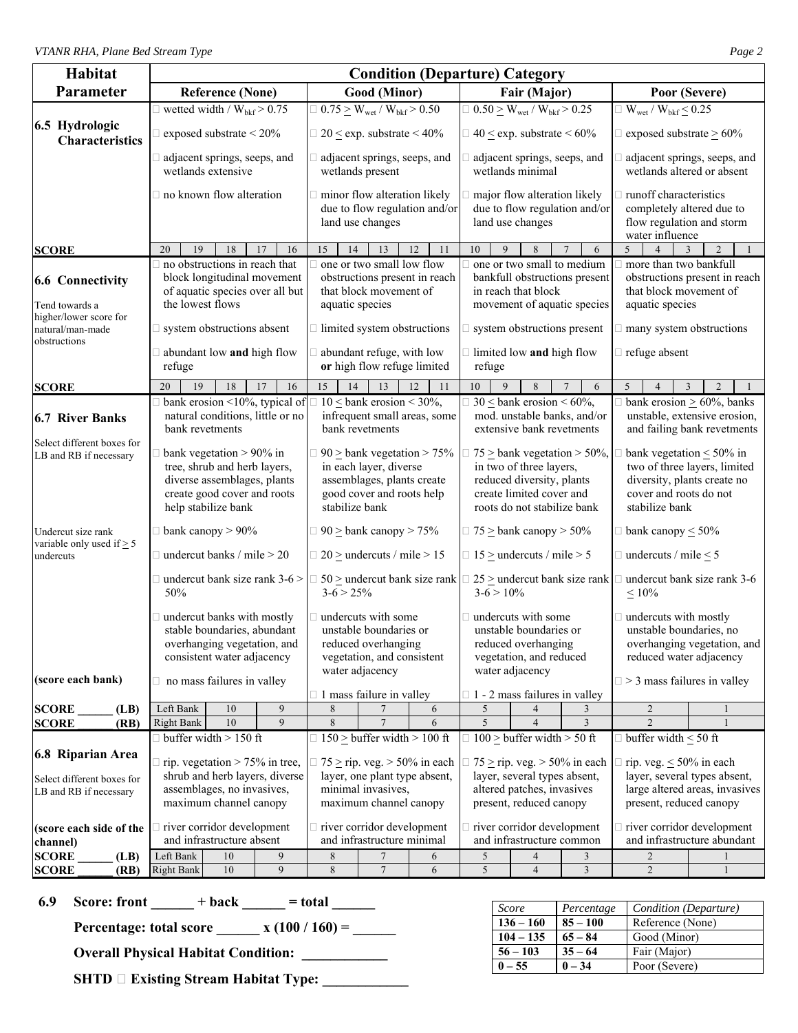| Habitat Parameter | Condition (Departure) Category | | | |
|---|---|---|---|---|
| | Reference (None) | Good (Minor) | Fair (Major) | Poor (Severe) |
| **6.5 Hydrologic Characteristics** | ☐ wetted width / $W_{bkf} > 0.75$<br><br>☐ exposed substrate < 20%<br><br>☐ adjacent springs, seeps, and wetlands extensive<br><br>☐ no known flow alteration | ☐ $0.75 \geq W_{wet} / W_{bkf} > 0.50$<br><br>☐ 20 ≤ exp. substrate < 40%<br><br>☐ adjacent springs, seeps, and wetlands present<br><br>☐ minor flow alteration likely due to flow regulation and/or land use changes | ☐ $0.50 \geq W_{wet} / W_{bkf} > 0.25$<br><br>☐ 40 ≤ exp. substrate < 60%<br><br>☐ adjacent springs, seeps, and wetlands minimal<br><br>☐ major flow alteration likely due to flow regulation and/or land use changes | ☐ $W_{wet} / W_{bkf} \leq 0.25$<br><br>☐ exposed substrate ≥ 60%<br><br>☐ adjacent springs, seeps, and wetlands altered or absent<br><br>☐ runoff characteristics completely altered due to flow regulation and storm water influence |
| **SCORE** | 20 19 18 17 16 | 15 14 13 12 11 | 10 9 8 7 6 | 5 4 3 2 1 |
| **6.6 Connectivity**<br><br>Tend towards a higher/lower score for natural/man-made obstructions | ☐ no obstructions in reach that block longitudinal movement of aquatic species over all but the lowest flows<br><br>☐ system obstructions absent<br><br>☐ abundant low **and** high flow refuge | ☐ one or two small low flow obstructions present in reach that block movement of aquatic species<br><br>☐ limited system obstructions<br><br>☐ abundant refuge, with low **or** high flow refuge limited | ☐ one or two small to medium bankfull obstructions present in reach that block movement of aquatic species<br><br>☐ system obstructions present<br><br>☐ limited low **and** high flow refuge | ☐ more than two bankfull obstructions present in reach that block movement of aquatic species<br><br>☐ many system obstructions<br><br>☐ refuge absent |
| **SCORE** | 20 19 18 17 16 | 15 14 13 12 11 | 10 9 8 7 6 | 5 4 3 2 1 |
| **6.7 River Banks**<br><br>Select different boxes for LB and RB if necessary<br><br>Undercut size rank variable only used if ≥ 5 undercuts<br><br>**(score each bank)** | ☐ bank erosion <10%, typical of natural conditions, little or no bank revetments<br><br>☐ bank vegetation > 90% in tree, shrub and herb layers, diverse assemblages, plants create good cover and roots help stabilize bank<br><br>☐ bank canopy > 90%<br><br>☐ undercut banks / mile > 20<br><br>☐ undercut bank size rank 3-6 > 50%<br><br>☐ undercut banks with mostly stable boundaries, abundant overhanging vegetation, and consistent water adjacency<br><br>☐ no mass failures in valley | ☐ 10 ≤ bank erosion < 30%, infrequent small areas, some bank revetments<br><br>☐ 90 ≥ bank vegetation > 75% in each layer, diverse assemblages, plants create good cover and roots help stabilize bank<br><br>☐ 90 ≥ bank canopy > 75%<br><br>☐ 20 ≥ undercuts / mile > 15<br><br>☐ 50 ≥ undercut bank size rank 3-6 > 25%<br><br>☐ undercuts with some unstable boundaries or reduced overhanging vegetation, and consistent water adjacency<br><br>☐ 1 mass failure in valley | ☐ 30 ≤ bank erosion < 60%, mod. unstable banks, and/or extensive bank revetments<br><br>☐ 75 ≥ bank vegetation > 50%, in two of three layers, reduced diversity, plants create limited cover and roots do not stabilize bank<br><br>☐ 75 ≥ bank canopy > 50%<br><br>☐ 15 ≥ undercuts / mile > 5<br><br>☐ 25 ≥ undercut bank size rank 3-6 > 10%<br><br>☐ undercuts with some unstable boundaries or reduced overhanging vegetation, and reduced water adjacency<br><br>☐ 1 - 2 mass failures in valley | ☐ bank erosion ≥ 60%, banks unstable, extensive erosion, and failing bank revetments<br><br>☐ bank vegetation ≤ 50% in two of three layers, limited diversity, plants create no cover and roots do not stabilize bank<br><br>☐ bank canopy ≤ 50%<br><br>☐ undercuts / mile ≤ 5<br><br>☐ undercut bank size rank 3-6 ≤ 10%<br><br>☐ undercuts with mostly unstable boundaries, no overhanging vegetation, and reduced water adjacency<br><br>☐ > 3 mass failures in valley |
| **SCORE \_\_\_\_\_\_ (LB)** | Left Bank 10 9 | 8 7 6 | 5 4 3 | 2 1 |
| **SCORE \_\_\_\_\_\_ (RB)** | Right Bank 10 9 | 8 7 6 | 5 4 3 | 2 1 |
| **6.8 Riparian Area**<br><br>Select different boxes for LB and RB if necessary<br><br>**(score each side of the channel)** | ☐ buffer width > 150 ft<br><br>☐ rip. vegetation > 75% in tree, shrub and herb layers, diverse assemblages, no invasives, maximum channel canopy<br><br>☐ river corridor development and infrastructure absent | ☐ 150 ≥ buffer width > 100 ft<br><br>☐ 75 ≥ rip. veg. > 50% in each layer, one plant type absent, minimal invasives, maximum channel canopy<br><br>☐ river corridor development and infrastructure minimal | ☐ 100 ≥ buffer width > 50 ft<br><br>☐ 75 ≥ rip. veg. > 50% in each layer, several types absent, altered patches, invasives present, reduced canopy<br><br>☐ river corridor development and infrastructure common | ☐ buffer width ≤ 50 ft<br><br>☐ rip. veg. ≤ 50% in each layer, several types absent, large altered areas, invasives present, reduced canopy<br><br>☐ river corridor development and infrastructure abundant |
| **SCORE \_\_\_\_\_\_ (LB)** | Left Bank 10 9 | 8 7 6 | 5 4 3 | 2 1 |
| **SCORE \_\_\_\_\_\_ (RB)** | Right Bank 10 9 | 8 7 6 | 5 4 3 | 2 1 |

**6.9 Score: front \_\_\_\_\_\_ + back \_\_\_\_\_\_ = total \_\_\_\_\_\_**

**Percentage: total score \_\_\_\_\_\_ x (100 / 160) = \_\_\_\_\_\_**

**Overall Physical Habitat Condition: \_\_\_\_\_\_\_\_\_\_\_\_**

**SHTD ☐ Existing Stream Habitat Type: \_\_\_\_\_\_\_\_\_\_\_\_**

| *Score* | *Percentage* | *Condition (Departure)* |
|---|---|---|
| **136 – 160** | **85 – 100** | Reference (None) |
| **104 – 135** | **65 – 84** | Good (Minor) |
| **56 – 103** | **35 – 64** | Fair (Major) |
| **0 – 55** | **0 – 34** | Poor (Severe) |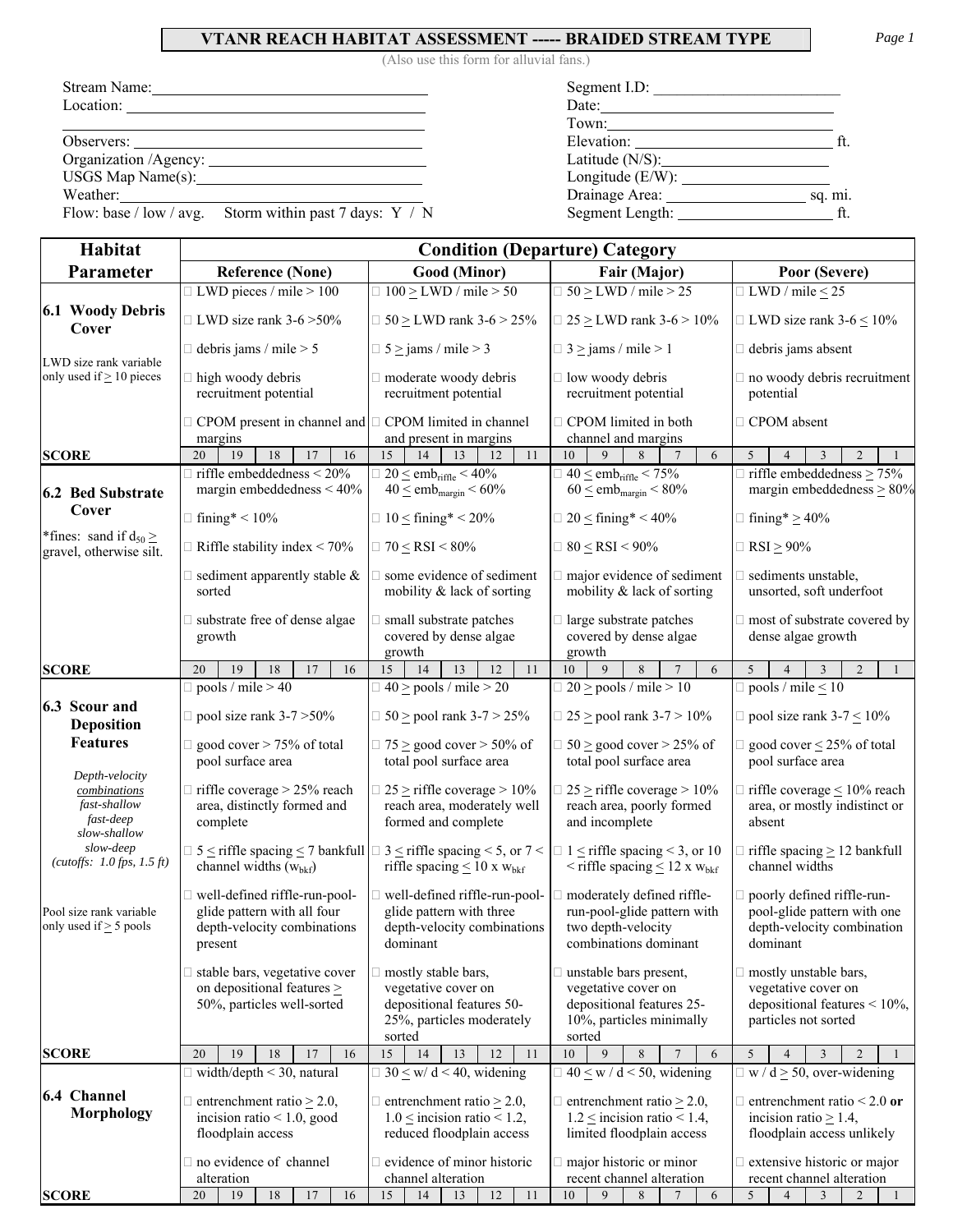# VTANR REACH HABITAT ASSESSMENT ----- BRAIDED STREAM TYPE

(Also use this form for alluvial fans.)

Stream Name: ______________________

Location: ______________________

Observers: ______________________

Organization /Agency: ______________________

USGS Map Name(s): ______________________

Weather: ______________________

Flow: base / low / avg.     Storm within past 7 days: Y / N

Segment I.D: ______________________

Date: ______________________

Town: ______________________

Elevation: ______________________ ft.

Latitude (N/S): ______________________

Longitude (E/W): ______________________

Drainage Area: ______________________ sq. mi.

Segment Length: ______________________ ft.

| Habitat Parameter | Condition (Departure) Category | | | |
|---|---|---|---|---|
| | **Reference (None)** | **Good (Minor)** | **Fair (Major)** | **Poor (Severe)** |
| **6.1 Woody Debris Cover**<br><br>LWD size rank variable only used if $\geq$ 10 pieces | □ LWD pieces / mile > 100<br>□ LWD size rank 3-6 >50%<br>□ debris jams / mile > 5<br>□ high woody debris recruitment potential<br>□ CPOM present in channel and margins | □ 100 $\geq$ LWD / mile > 50<br>□ 50 $\geq$ LWD rank 3-6 > 25%<br>□ 5 $\geq$ jams / mile > 3<br>□ moderate woody debris recruitment potential<br>□ CPOM limited in channel and present in margins | □ 50 $\geq$ LWD / mile > 25<br>□ 25 $\geq$ LWD rank 3-6 > 10%<br>□ 3 $\geq$ jams / mile > 1<br>□ low woody debris recruitment potential<br>□ CPOM limited in both channel and margins | □ LWD / mile $\leq$ 25<br>□ LWD size rank 3-6 $\leq$ 10%<br>□ debris jams absent<br>□ no woody debris recruitment potential<br>□ CPOM absent |
| **SCORE** | 20 19 18 17 16 | 15 14 13 12 11 | 10 9 8 7 6 | 5 4 3 2 1 |
| **6.2 Bed Substrate Cover**<br><br>*fines: sand if $d_{50} \geq$ gravel, otherwise silt. | □ riffle embeddedness < 20%<br>margin embeddedness < 40%<br>□ fining* < 10%<br>□ Riffle stability index < 70%<br>□ sediment apparently stable & sorted<br>□ substrate free of dense algae growth | □ 20 $\leq emb_{riffle}$ < 40%<br>40 $\leq emb_{margin}$ < 60%<br>□ 10 $\leq$ fining* < 20%<br>□ 70 $\leq$ RSI < 80%<br>□ some evidence of sediment mobility & lack of sorting<br>□ small substrate patches covered by dense algae growth | □ 40 $\leq emb_{riffle}$ < 75%<br>60 $\leq emb_{margin}$ < 80%<br>□ 20 $\leq$ fining* < 40%<br>□ 80 $\leq$ RSI < 90%<br>□ major evidence of sediment mobility & lack of sorting<br>□ large substrate patches covered by dense algae growth | □ riffle embeddedness $\geq$ 75%<br>margin embeddedness $\geq$ 80%<br>□ fining* $\geq$ 40%<br>□ RSI $\geq$ 90%<br>□ sediments unstable, unsorted, soft underfoot<br>□ most of substrate covered by dense algae growth |
| **SCORE** | 20 19 18 17 16 | 15 14 13 12 11 | 10 9 8 7 6 | 5 4 3 2 1 |
| **6.3 Scour and Deposition Features**<br><br>*Depth-velocity combinations*<br>*fast-shallow*<br>*fast-deep*<br>*slow-shallow*<br>*slow-deep*<br>*(cutoffs: 1.0 fps, 1.5 ft)*<br><br>Pool size rank variable only used if $\geq$ 5 pools | □ pools / mile > 40<br>□ pool size rank 3-7 >50%<br>□ good cover > 75% of total pool surface area<br>□ riffle coverage > 25% reach area, distinctly formed and complete<br>□ 5 $\leq$ riffle spacing $\leq$ 7 bankfull channel widths ($w_{bkf}$)<br>□ well-defined riffle-run-pool-glide pattern with all four depth-velocity combinations present<br>□ stable bars, vegetative cover on depositional features $\geq$ 50%, particles well-sorted | □ 40 $\geq$ pools / mile > 20<br>□ 50 $\geq$ pool rank 3-7 > 25%<br>□ 75 $\geq$ good cover > 50% of total pool surface area<br>□ 25 $\geq$ riffle coverage > 10% reach area, moderately well formed and complete<br>□ 3 $\leq$ riffle spacing < 5, or 7 < riffle spacing $\leq$ 10 x $w_{bkf}$<br>□ well-defined riffle-run-pool-glide pattern with three depth-velocity combinations dominant<br>□ mostly stable bars, vegetative cover on depositional features 50-25%, particles moderately sorted | □ 20 $\geq$ pools / mile > 10<br>□ 25 $\geq$ pool rank 3-7 > 10%<br>□ 50 $\geq$ good cover > 25% of total pool surface area<br>□ 25 $\geq$ riffle coverage > 10% reach area, poorly formed and incomplete<br>□ 1 $\leq$ riffle spacing < 3, or 10 < riffle spacing $\leq$ 12 x $w_{bkf}$<br>□ moderately defined riffle-run-pool-glide pattern with two depth-velocity combinations dominant<br>□ unstable bars present, vegetative cover on depositional features 25-10%, particles minimally sorted | □ pools / mile $\leq$ 10<br>□ pool size rank 3-7 $\leq$ 10%<br>□ good cover $\leq$ 25% of total pool surface area<br>□ riffle coverage $\leq$ 10% reach area, or mostly indistinct or absent<br>□ riffle spacing $\geq$ 12 bankfull channel widths<br>□ poorly defined riffle-run-pool-glide pattern with one depth-velocity combination dominant<br>□ mostly unstable bars, vegetative cover on depositional features < 10%, particles not sorted |
| **SCORE** | 20 19 18 17 16 | 15 14 13 12 11 | 10 9 8 7 6 | 5 4 3 2 1 |
| **6.4 Channel Morphology** | □ width/depth < 30, natural<br>□ entrenchment ratio $\geq$ 2.0, incision ratio < 1.0, good floodplain access<br>□ no evidence of channel alteration | □ 30 $\leq$ w/ d < 40, widening<br>□ entrenchment ratio $\geq$ 2.0, 1.0 $\leq$ incision ratio < 1.2, reduced floodplain access<br>□ evidence of minor historic channel alteration | □ 40 $\leq$ w / d < 50, widening<br>□ entrenchment ratio $\geq$ 2.0, 1.2 $\leq$ incision ratio < 1.4, limited floodplain access<br>□ major historic or minor recent channel alteration | □ w / d $\geq$ 50, over-widening<br>□ entrenchment ratio < 2.0 **or** incision ratio $\geq$ 1.4, floodplain access unlikely<br>□ extensive historic or major recent channel alteration |
| **SCORE** | 20 19 18 17 16 | 15 14 13 12 11 | 10 9 8 7 6 | 5 4 3 2 1 |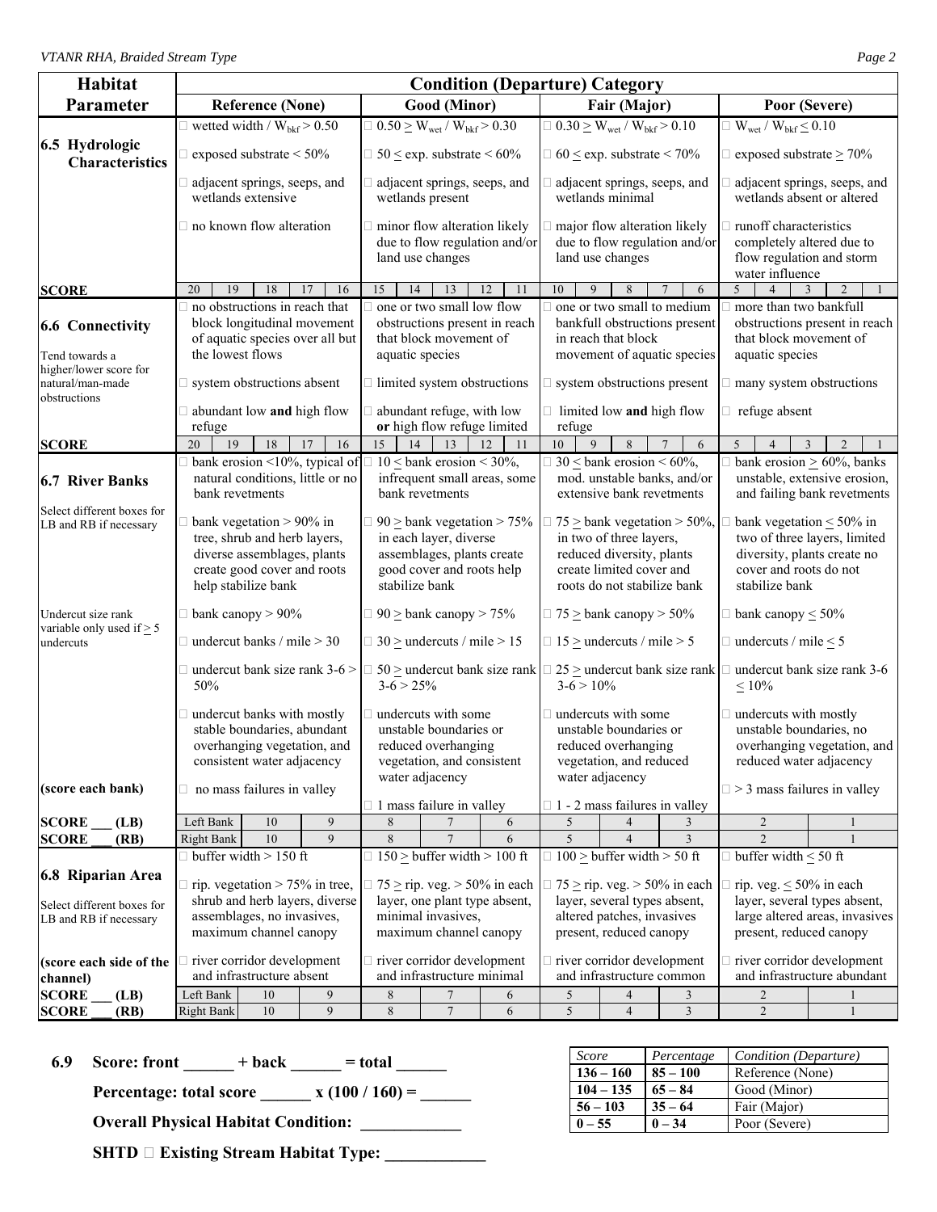| Habitat Parameter | Reference (None) | Good (Minor) | Fair (Major) | Poor (Severe) |
|---|---|---|---|---|
| **6.5 Hydrologic Characteristics** | □ wetted width / $W_{bkf}$ > 0.50<br>□ exposed substrate < 50%<br>□ adjacent springs, seeps, and wetlands extensive<br>□ no known flow alteration | □ $0.50 \geq W_{wet} / W_{bkf} > 0.30$<br>□ 50 ≤ exp. substrate < 60%<br>□ adjacent springs, seeps, and wetlands present<br>□ minor flow alteration likely due to flow regulation and/or land use changes | □ $0.30 \geq W_{wet} / W_{bkf} > 0.10$<br>□ 60 ≤ exp. substrate < 70%<br>□ adjacent springs, seeps, and wetlands minimal<br>□ major flow alteration likely due to flow regulation and/or land use changes | □ $W_{wet} / W_{bkf} \leq 0.10$<br>□ exposed substrate ≥ 70%<br>□ adjacent springs, seeps, and wetlands absent or altered<br>□ runoff characteristics completely altered due to flow regulation and storm water influence |
| **SCORE** | 20 19 18 17 16 | 15 14 13 12 11 | 10 9 8 7 6 | 5 4 3 2 1 |
| **6.6 Connectivity**<br>Tend towards a higher/lower score for natural/man-made obstructions | □ no obstructions in reach that block longitudinal movement of aquatic species over all but the lowest flows<br>□ system obstructions absent<br>□ abundant low **and** high flow refuge | □ one or two small low flow obstructions present in reach that block movement of aquatic species<br>□ limited system obstructions<br>□ abundant refuge, with low **or** high flow refuge limited | □ one or two small to medium bankfull obstructions present in reach that block movement of aquatic species<br>□ system obstructions present<br>□ limited low **and** high flow refuge | □ more than two bankfull obstructions present in reach that block movement of aquatic species<br>□ many system obstructions<br>□ refuge absent |
| **SCORE** | 20 19 18 17 16 | 15 14 13 12 11 | 10 9 8 7 6 | 5 4 3 2 1 |
| **6.7 River Banks**<br>Select different boxes for LB and RB if necessary<br>Undercut size rank variable only used if ≥ 5 undercuts<br>**(score each bank)** | □ bank erosion <10%, typical of natural conditions, little or no bank revetments<br>□ bank vegetation > 90% in tree, shrub and herb layers, diverse assemblages, plants create good cover and roots help stabilize bank<br>□ bank canopy > 90%<br>□ undercut banks / mile > 30<br>□ undercut bank size rank 3-6 > 50%<br>□ undercut banks with mostly stable boundaries, abundant overhanging vegetation, and consistent water adjacency<br>□ no mass failures in valley | □ 10 ≤ bank erosion < 30%, infrequent small areas, some bank revetments<br>□ 90 ≥ bank vegetation > 75% in each layer, diverse assemblages, plants create good cover and roots help stabilize bank<br>□ 90 ≥ bank canopy > 75%<br>□ 30 ≥ undercuts / mile > 15<br>□ 50 ≥ undercut bank size rank 3-6 > 25%<br>□ undercuts with some unstable boundaries or reduced overhanging vegetation, and consistent water adjacency<br>□ 1 mass failure in valley | □ 30 ≤ bank erosion < 60%, mod. unstable banks, and/or extensive bank revetments<br>□ 75 ≥ bank vegetation > 50%, in two of three layers, reduced diversity, plants create limited cover and roots do not stabilize bank<br>□ 75 ≥ bank canopy > 50%<br>□ 15 ≥ undercuts / mile > 5<br>□ 25 ≥ undercut bank size rank 3-6 > 10%<br>□ undercuts with some unstable boundaries or reduced overhanging vegetation, and reduced water adjacency<br>□ 1 - 2 mass failures in valley | □ bank erosion ≥ 60%, banks unstable, extensive erosion, and failing bank revetments<br>□ bank vegetation ≤ 50% in two of three layers, limited diversity, plants create no cover and roots do not stabilize bank<br>□ bank canopy ≤ 50%<br>□ undercuts / mile ≤ 5<br>□ undercut bank size rank 3-6 ≤ 10%<br>□ undercuts with mostly unstable boundaries, no overhanging vegetation, and reduced water adjacency<br>□ > 3 mass failures in valley |
| **SCORE ___ (LB)** | Left Bank 10 9 | 8 7 6 | 5 4 3 | 2 1 |
| **SCORE ___ (RB)** | Right Bank 10 9 | 8 7 6 | 5 4 3 | 2 1 |
| **6.8 Riparian Area**<br>Select different boxes for LB and RB if necessary<br>**(score each side of the channel)** | □ buffer width > 150 ft<br>□ rip. vegetation > 75% in tree, shrub and herb layers, diverse assemblages, no invasives, maximum channel canopy<br>□ river corridor development and infrastructure absent | □ 150 ≥ buffer width > 100 ft<br>□ 75 ≥ rip. veg. > 50% in each layer, one plant type absent, minimal invasives, maximum channel canopy<br>□ river corridor development and infrastructure minimal | □ 100 ≥ buffer width > 50 ft<br>□ 75 ≥ rip. veg. > 50% in each layer, several types absent, altered patches, invasives present, reduced canopy<br>□ river corridor development and infrastructure common | □ buffer width ≤ 50 ft<br>□ rip. veg. ≤ 50% in each layer, several types absent, large altered areas, invasives present, reduced canopy<br>□ river corridor development and infrastructure abundant |
| **SCORE ___ (LB)** | Left Bank 10 9 | 8 7 6 | 5 4 3 | 2 1 |
| **SCORE ___ (RB)** | Right Bank 10 9 | 8 7 6 | 5 4 3 | 2 1 |

**6.9 Score: front ______ + back ______ = total ______**

**Percentage: total score ______ x (100 / 160) = ______**

**Overall Physical Habitat Condition: ____________**

**SHTD □ Existing Stream Habitat Type: ____________**

| *Score* | *Percentage* | *Condition (Departure)* |
|---|---|---|
| **136 – 160** | **85 – 100** | Reference (None) |
| **104 – 135** | **65 – 84** | Good (Minor) |
| **56 – 103** | **35 – 64** | Fair (Major) |
| **0 – 55** | **0 – 34** | Poor (Severe) |